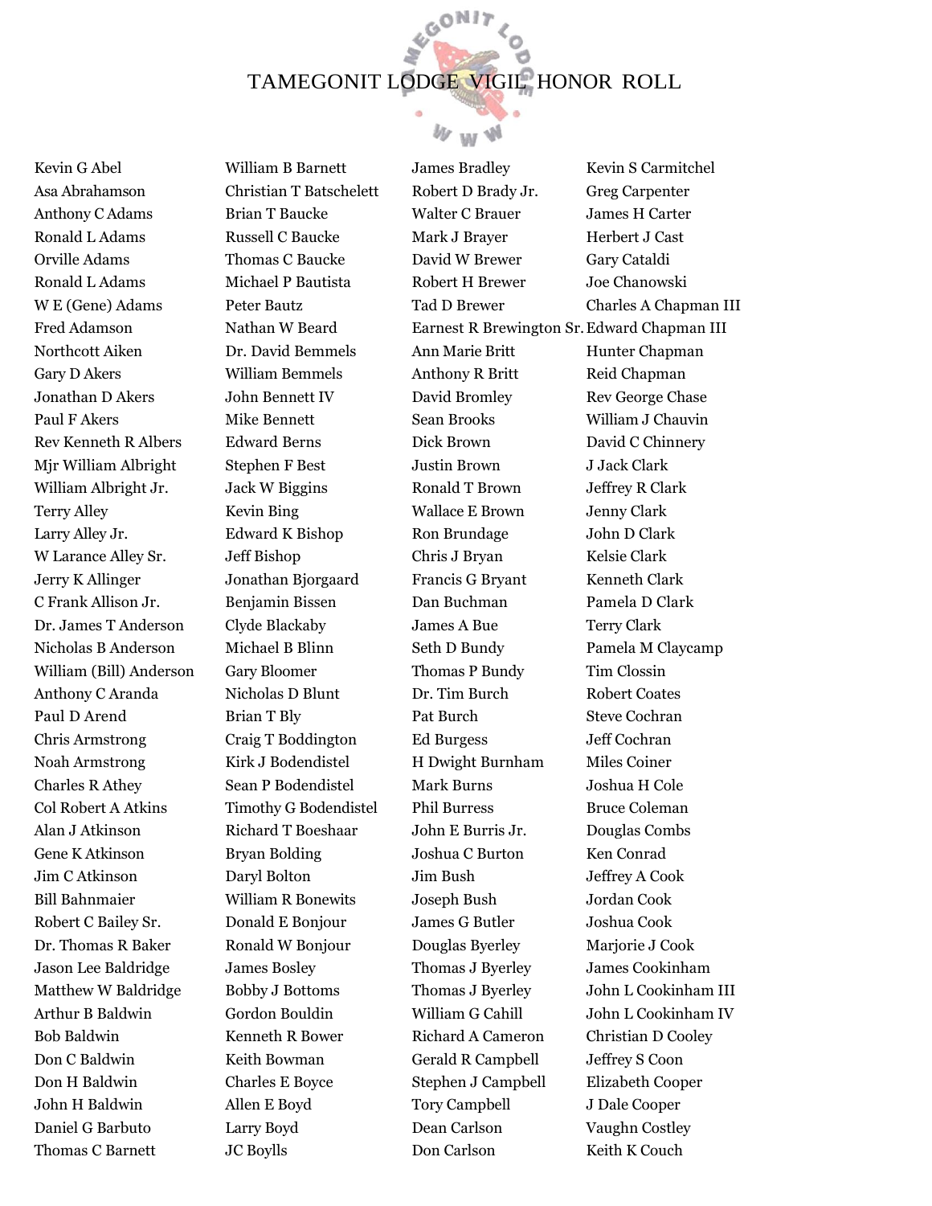# TAMEGONIT LODGE VIGIL HONOR ROLL

Kevin G Abel
Asa Abrahamson
Anthony C Adams
Ronald L Adams
Orville Adams
Ronald L Adams
W E (Gene) Adams
Fred Adamson
Northcott Aiken
Gary D Akers
Jonathan D Akers
Paul F Akers
Rev Kenneth R Albers
Mjr William Albright
William Albright Jr.
Terry Alley
Larry Alley Jr.
W Larance Alley Sr.
Jerry K Allinger
C Frank Allison Jr.
Dr. James T Anderson
Nicholas B Anderson
William (Bill) Anderson
Anthony C Aranda
Paul D Arend
Chris Armstrong
Noah Armstrong
Charles R Athey
Col Robert A Atkins
Alan J Atkinson
Gene K Atkinson
Jim C Atkinson
Bill Bahnmaier
Robert C Bailey Sr.
Dr. Thomas R Baker
Jason Lee Baldridge
Matthew W Baldridge
Arthur B Baldwin
Bob Baldwin
Don C Baldwin
Don H Baldwin
John H Baldwin
Daniel G Barbuto
Thomas C Barnett

William B Barnett
Christian T Batschelett
Brian T Baucke
Russell C Baucke
Thomas C Baucke
Michael P Bautista
Peter Bautz
Nathan W Beard
Dr. David Bemmels
William Bemmels
John Bennett IV
Mike Bennett
Edward Berns
Stephen F Best
Jack W Biggins
Kevin Bing
Edward K Bishop
Jeff Bishop
Jonathan Bjorgaard
Benjamin Bissen
Clyde Blackaby
Michael B Blinn
Gary Bloomer
Nicholas D Blunt
Brian T Bly
Craig T Boddington
Kirk J Bodendistel
Sean P Bodendistel
Timothy G Bodendistel
Richard T Boeshaar
Bryan Bolding
Daryl Bolton
William R Bonewits
Donald E Bonjour
Ronald W Bonjour
James Bosley
Bobby J Bottoms
Gordon Bouldin
Kenneth R Bower
Keith Bowman
Charles E Boyce
Allen E Boyd
Larry Boyd
JC Boylls

James Bradley
Robert D Brady Jr.
Walter C Brauer
Mark J Brayer
David W Brewer
Robert H Brewer
Tad D Brewer
Earnest R Brewington Sr.
Ann Marie Britt
Anthony R Britt
David Bromley
Sean Brooks
Dick Brown
Justin Brown
Ronald T Brown
Wallace E Brown
Ron Brundage
Chris J Bryan
Francis G Bryant
Dan Buchman
James A Bue
Seth D Bundy
Thomas P Bundy
Dr. Tim Burch
Pat Burch
Ed Burgess
H Dwight Burnham
Mark Burns
Phil Burress
John E Burris Jr.
Joshua C Burton
Jim Bush
Joseph Bush
James G Butler
Douglas Byerley
Thomas J Byerley
Thomas J Byerley
William G Cahill
Richard A Cameron
Gerald R Campbell
Stephen J Campbell
Tory Campbell
Dean Carlson
Don Carlson

Kevin S Carmitchel
Greg Carpenter
James H Carter
Herbert J Cast
Gary Cataldi
Joe Chanowski
Charles A Chapman III
Edward Chapman III
Hunter Chapman
Reid Chapman
Rev George Chase
William J Chauvin
David C Chinnery
J Jack Clark
Jeffrey R Clark
Jenny Clark
John D Clark
Kelsie Clark
Kenneth Clark
Pamela D Clark
Terry Clark
Pamela M Claycamp
Tim Clossin
Robert Coates
Steve Cochran
Jeff Cochran
Miles Coiner
Joshua H Cole
Bruce Coleman
Douglas Combs
Ken Conrad
Jeffrey A Cook
Jordan Cook
Joshua Cook
Marjorie J Cook
James Cookinham
John L Cookinham III
John L Cookinham IV
Christian D Cooley
Jeffrey S Coon
Elizabeth Cooper
J Dale Cooper
Vaughn Costley
Keith K Couch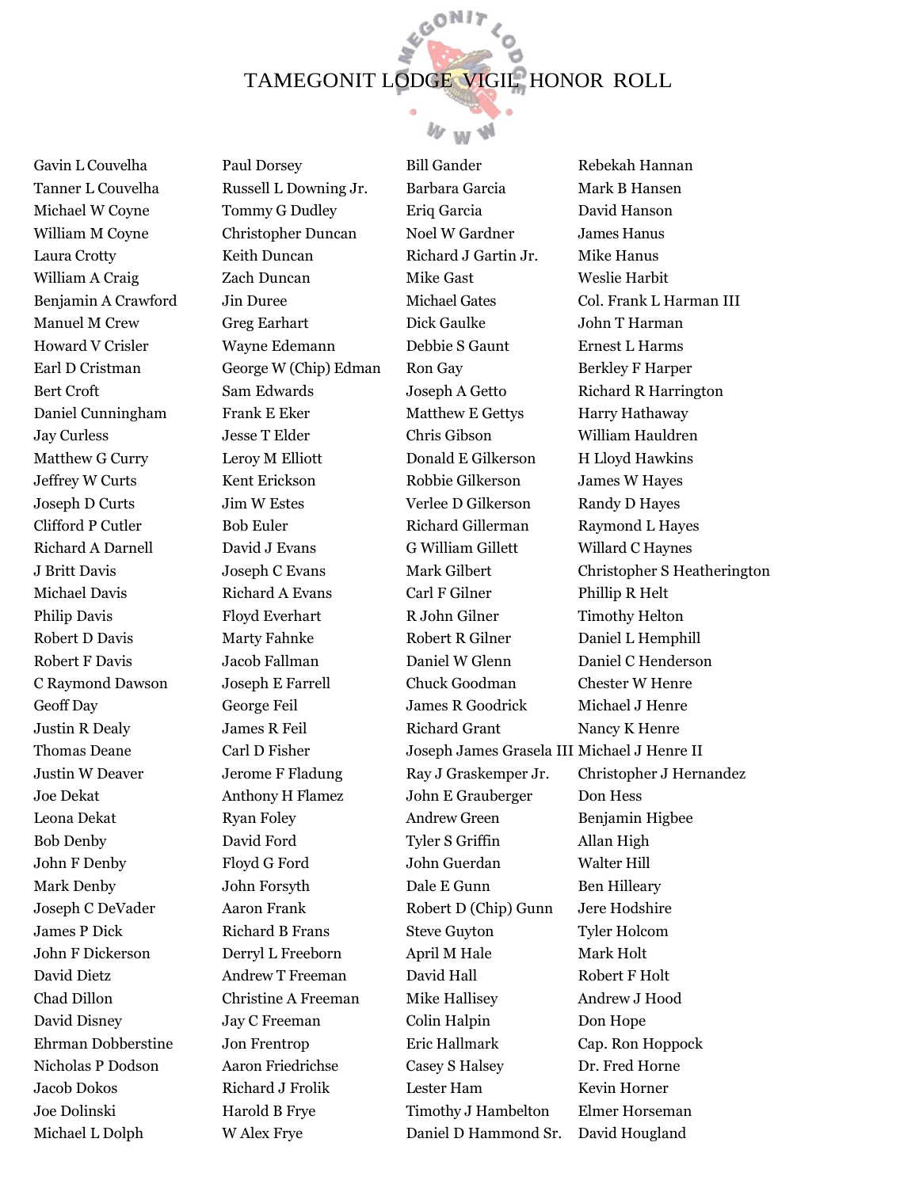# TAMEGONIT LODGE VIGIL HONOR ROLL

Gavin L Couvelha
Tanner L Couvelha
Michael W Coyne
William M Coyne
Laura Crotty
William A Craig
Benjamin A Crawford
Manuel M Crew
Howard V Crisler
Earl D Cristman
Bert Croft
Daniel Cunningham
Jay Curless
Matthew G Curry
Jeffrey W Curts
Joseph D Curts
Clifford P Cutler
Richard A Darnell
J Britt Davis
Michael Davis
Philip Davis
Robert D Davis
Robert F Davis
C Raymond Dawson
Geoff Day
Justin R Dealy
Thomas Deane
Justin W Deaver
Joe Dekat
Leona Dekat
Bob Denby
John F Denby
Mark Denby
Joseph C DeVader
James P Dick
John F Dickerson
David Dietz
Chad Dillon
David Disney
Ehrman Dobberstine
Nicholas P Dodson
Jacob Dokos
Joe Dolinski
Michael L Dolph

Paul Dorsey
Russell L Downing Jr.
Tommy G Dudley
Christopher Duncan
Keith Duncan
Zach Duncan
Jin Duree
Greg Earhart
Wayne Edemann
George W (Chip) Edman
Sam Edwards
Frank E Eker
Jesse T Elder
Leroy M Elliott
Kent Erickson
Jim W Estes
Bob Euler
David J Evans
Joseph C Evans
Richard A Evans
Floyd Everhart
Marty Fahnke
Jacob Fallman
Joseph E Farrell
George Feil
James R Feil
Carl D Fisher
Jerome F Fladung
Anthony H Flamez
Ryan Foley
David Ford
Floyd G Ford
John Forsyth
Aaron Frank
Richard B Frans
Derryl L Freeborn
Andrew T Freeman
Christine A Freeman
Jay C Freeman
Jon Frentrop
Aaron Friedrichse
Richard J Frolik
Harold B Frye
W Alex Frye

Bill Gander
Barbara Garcia
Eriq Garcia
Noel W Gardner
Richard J Gartin Jr.
Mike Gast
Michael Gates
Dick Gaulke
Debbie S Gaunt
Ron Gay
Joseph A Getto
Matthew E Gettys
Chris Gibson
Donald E Gilkerson
Robbie Gilkerson
Verlee D Gilkerson
Richard Gillerman
G William Gillett
Mark Gilbert
Carl F Gilner
R John Gilner
Robert R Gilner
Daniel W Glenn
Chuck Goodman
James R Goodrick
Richard Grant
Joseph James Grasela III
Ray J Graskemper Jr.
John E Grauberger
Andrew Green
Tyler S Griffin
John Guerdan
Dale E Gunn
Robert D (Chip) Gunn
Steve Guyton
April M Hale
David Hall
Mike Hallisey
Colin Halpin
Eric Hallmark
Casey S Halsey
Lester Ham
Timothy J Hambelton
Daniel D Hammond Sr.

Rebekah Hannan
Mark B Hansen
David Hanson
James Hanus
Mike Hanus
Weslie Harbit
Col. Frank L Harman III
John T Harman
Ernest L Harms
Berkley F Harper
Richard R Harrington
Harry Hathaway
William Hauldren
H Lloyd Hawkins
James W Hayes
Randy D Hayes
Raymond L Hayes
Willard C Haynes
Christopher S Heatherington
Phillip R Helt
Timothy Helton
Daniel L Hemphill
Daniel C Henderson
Chester W Henre
Michael J Henre
Nancy K Henre
Michael J Henre II
Christopher J Hernandez
Don Hess
Benjamin Higbee
Allan High
Walter Hill
Ben Hilleary
Jere Hodshire
Tyler Holcom
Mark Holt
Robert F Holt
Andrew J Hood
Don Hope
Cap. Ron Hoppock
Dr. Fred Horne
Kevin Horner
Elmer Horseman
David Hougland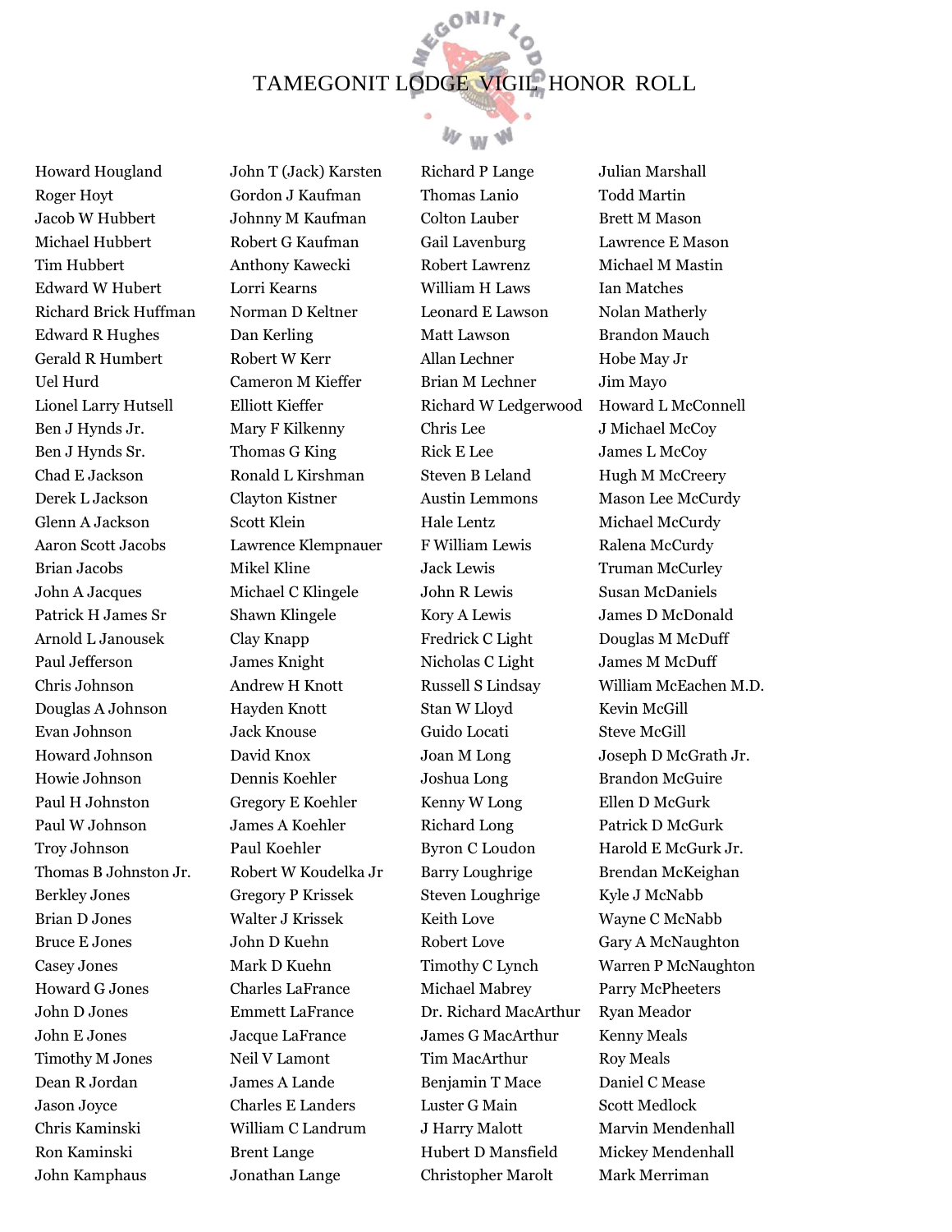# TAMEGONIT LODGE VIGIL HONOR ROLL

Howard Hougland
Roger Hoyt
Jacob W Hubbert
Michael Hubbert
Tim Hubbert
Edward W Hubert
Richard Brick Huffman
Edward R Hughes
Gerald R Humbert
Uel Hurd
Lionel Larry Hutsell
Ben J Hynds Jr.
Ben J Hynds Sr.
Chad E Jackson
Derek L Jackson
Glenn A Jackson
Aaron Scott Jacobs
Brian Jacobs
John A Jacques
Patrick H James Sr
Arnold L Janousek
Paul Jefferson
Chris Johnson
Douglas A Johnson
Evan Johnson
Howard Johnson
Howie Johnson
Paul H Johnston
Paul W Johnson
Troy Johnson
Thomas B Johnston Jr.
Berkley Jones
Brian D Jones
Bruce E Jones
Casey Jones
Howard G Jones
John D Jones
John E Jones
Timothy M Jones
Dean R Jordan
Jason Joyce
Chris Kaminski
Ron Kaminski
John Kamphaus

John T (Jack) Karsten
Gordon J Kaufman
Johnny M Kaufman
Robert G Kaufman
Anthony Kawecki
Lorri Kearns
Norman D Keltner
Dan Kerling
Robert W Kerr
Cameron M Kieffer
Elliott Kieffer
Mary F Kilkenny
Thomas G King
Ronald L Kirshman
Clayton Kistner
Scott Klein
Lawrence Klempnauer
Mikel Kline
Michael C Klingele
Shawn Klingele
Clay Knapp
James Knight
Andrew H Knott
Hayden Knott
Jack Knouse
David Knox
Dennis Koehler
Gregory E Koehler
James A Koehler
Paul Koehler
Robert W Koudelka Jr
Gregory P Krissek
Walter J Krissek
John D Kuehn
Mark D Kuehn
Charles LaFrance
Emmett LaFrance
Jacque LaFrance
Neil V Lamont
James A Lande
Charles E Landers
William C Landrum
Brent Lange
Jonathan Lange

Richard P Lange
Thomas Lanio
Colton Lauber
Gail Lavenburg
Robert Lawrenz
William H Laws
Leonard E Lawson
Matt Lawson
Allan Lechner
Brian M Lechner
Richard W Ledgerwood
Chris Lee
Rick E Lee
Steven B Leland
Austin Lemmons
Hale Lentz
F William Lewis
Jack Lewis
John R Lewis
Kory A Lewis
Fredrick C Light
Nicholas C Light
Russell S Lindsay
Stan W Lloyd
Guido Locati
Joan M Long
Joshua Long
Kenny W Long
Richard Long
Byron C Loudon
Barry Loughrige
Steven Loughrige
Keith Love
Robert Love
Timothy C Lynch
Michael Mabrey
Dr. Richard MacArthur
James G MacArthur
Tim MacArthur
Benjamin T Mace
Luster G Main
J Harry Malott
Hubert D Mansfield
Christopher Marolt

Julian Marshall
Todd Martin
Brett M Mason
Lawrence E Mason
Michael M Mastin
Ian Matches
Nolan Matherly
Brandon Mauch
Hobe May Jr
Jim Mayo
Howard L McConnell
J Michael McCoy
James L McCoy
Hugh M McCreery
Mason Lee McCurdy
Michael McCurdy
Ralena McCurdy
Truman McCurley
Susan McDaniels
James D McDonald
Douglas M McDuff
James M McDuff
William McEachen M.D.
Kevin McGill
Steve McGill
Joseph D McGrath Jr.
Brandon McGuire
Ellen D McGurk
Patrick D McGurk
Harold E McGurk Jr.
Brendan McKeighan
Kyle J McNabb
Wayne C McNabb
Gary A McNaughton
Warren P McNaughton
Parry McPheeters
Ryan Meador
Kenny Meals
Roy Meals
Daniel C Mease
Scott Medlock
Marvin Mendenhall
Mickey Mendenhall
Mark Merriman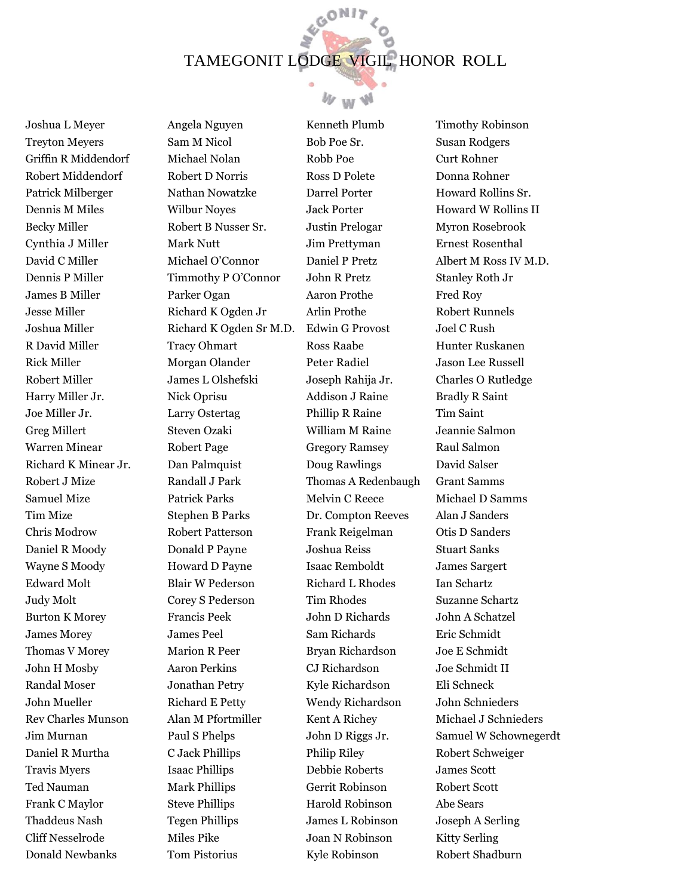# TAMEGONIT LODGE VIGIL HONOR ROLL

Joshua L Meyer
Treyton Meyers
Griffin R Middendorf
Robert Middendorf
Patrick Milberger
Dennis M Miles
Becky Miller
Cynthia J Miller
David C Miller
Dennis P Miller
James B Miller
Jesse Miller
Joshua Miller
R David Miller
Rick Miller
Robert Miller
Harry Miller Jr.
Joe Miller Jr.
Greg Millert
Warren Minear
Richard K Minear Jr.
Robert J Mize
Samuel Mize
Tim Mize
Chris Modrow
Daniel R Moody
Wayne S Moody
Edward Molt
Judy Molt
Burton K Morey
James Morey
Thomas V Morey
John H Mosby
Randal Moser
John Mueller
Rev Charles Munson
Jim Murnan
Daniel R Murtha
Travis Myers
Ted Nauman
Frank C Maylor
Thaddeus Nash
Cliff Nesselrode
Donald Newbanks

Angela Nguyen
Sam M Nicol
Michael Nolan
Robert D Norris
Nathan Nowatzke
Wilbur Noyes
Robert B Nusser Sr.
Mark Nutt
Michael O'Connor
Timmothy P O'Connor
Parker Ogan
Richard K Ogden Jr
Richard K Ogden Sr M.D.
Tracy Ohmart
Morgan Olander
James L Olshefski
Nick Oprisu
Larry Ostertag
Steven Ozaki
Robert Page
Dan Palmquist
Randall J Park
Patrick Parks
Stephen B Parks
Robert Patterson
Donald P Payne
Howard D Payne
Blair W Pederson
Corey S Pederson
Francis Peek
James Peel
Marion R Peer
Aaron Perkins
Jonathan Petry
Richard E Petty
Alan M Pfortmiller
Paul S Phelps
C Jack Phillips
Isaac Phillips
Mark Phillips
Steve Phillips
Tegen Phillips
Miles Pike
Tom Pistorius

Kenneth Plumb
Bob Poe Sr.
Robb Poe
Ross D Polete
Darrel Porter
Jack Porter
Justin Prelogar
Jim Prettyman
Daniel P Pretz
John R Pretz
Aaron Prothe
Arlin Prothe
Edwin G Provost
Ross Raabe
Peter Radiel
Joseph Rahija Jr.
Addison J Raine
Phillip R Raine
William M Raine
Gregory Ramsey
Doug Rawlings
Thomas A Redenbaugh
Melvin C Reece
Dr. Compton Reeves
Frank Reigelman
Joshua Reiss
Isaac Remboldt
Richard L Rhodes
Tim Rhodes
John D Richards
Sam Richards
Bryan Richardson
CJ Richardson
Kyle Richardson
Wendy Richardson
Kent A Richey
John D Riggs Jr.
Philip Riley
Debbie Roberts
Gerrit Robinson
Harold Robinson
James L Robinson
Joan N Robinson
Kyle Robinson

Timothy Robinson
Susan Rodgers
Curt Rohner
Donna Rohner
Howard Rollins Sr.
Howard W Rollins II
Myron Rosebrook
Ernest Rosenthal
Albert M Ross IV M.D.
Stanley Roth Jr
Fred Roy
Robert Runnels
Joel C Rush
Hunter Ruskanen
Jason Lee Russell
Charles O Rutledge
Bradly R Saint
Tim Saint
Jeannie Salmon
Raul Salmon
David Salser
Grant Samms
Michael D Samms
Alan J Sanders
Otis D Sanders
Stuart Sanks
James Sargert
Ian Schartz
Suzanne Schartz
John A Schatzel
Eric Schmidt
Joe E Schmidt
Joe Schmidt II
Eli Schneck
John Schnieders
Michael J Schnieders
Samuel W Schownegerdt
Robert Schweiger
James Scott
Robert Scott
Abe Sears
Joseph A Serling
Kitty Serling
Robert Shadburn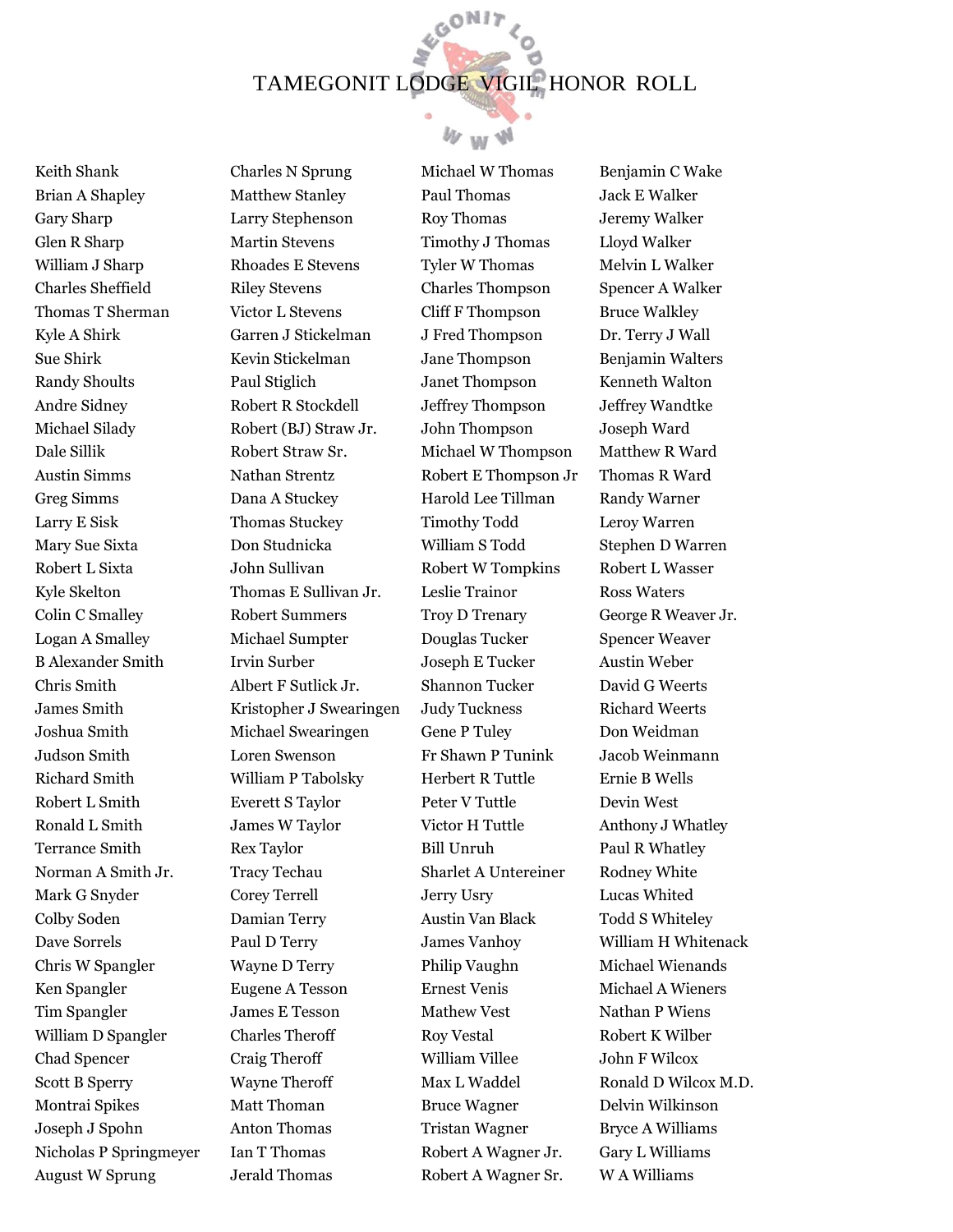# TAMEGONIT LODGE VIGIL HONOR ROLL

Keith Shank
Brian A Shapley
Gary Sharp
Glen R Sharp
William J Sharp
Charles Sheffield
Thomas T Sherman
Kyle A Shirk
Sue Shirk
Randy Shoults
Andre Sidney
Michael Silady
Dale Sillik
Austin Simms
Greg Simms
Larry E Sisk
Mary Sue Sixta
Robert L Sixta
Kyle Skelton
Colin C Smalley
Logan A Smalley
B Alexander Smith
Chris Smith
James Smith
Joshua Smith
Judson Smith
Richard Smith
Robert L Smith
Ronald L Smith
Terrance Smith
Norman A Smith Jr.
Mark G Snyder
Colby Soden
Dave Sorrels
Chris W Spangler
Ken Spangler
Tim Spangler
William D Spangler
Chad Spencer
Scott B Sperry
Montrai Spikes
Joseph J Spohn
Nicholas P Springmeyer
August W Sprung

Charles N Sprung
Matthew Stanley
Larry Stephenson
Martin Stevens
Rhoades E Stevens
Riley Stevens
Victor L Stevens
Garren J Stickelman
Kevin Stickelman
Paul Stiglich
Robert R Stockdell
Robert (BJ) Straw Jr.
Robert Straw Sr.
Nathan Strentz
Dana A Stuckey
Thomas Stuckey
Don Studnicka
John Sullivan
Thomas E Sullivan Jr.
Robert Summers
Michael Sumpter
Irvin Surber
Albert F Sutlick Jr.
Kristopher J Swearingen
Michael Swearingen
Loren Swenson
William P Tabolsky
Everett S Taylor
James W Taylor
Rex Taylor
Tracy Techau
Corey Terrell
Damian Terry
Paul D Terry
Wayne D Terry
Eugene A Tesson
James E Tesson
Charles Theroff
Craig Theroff
Wayne Theroff
Matt Thoman
Anton Thomas
Ian T Thomas
Jerald Thomas

Michael W Thomas
Paul Thomas
Roy Thomas
Timothy J Thomas
Tyler W Thomas
Charles Thompson
Cliff F Thompson
J Fred Thompson
Jane Thompson
Janet Thompson
Jeffrey Thompson
John Thompson
Michael W Thompson
Robert E Thompson Jr
Harold Lee Tillman
Timothy Todd
William S Todd
Robert W Tompkins
Leslie Trainor
Troy D Trenary
Douglas Tucker
Joseph E Tucker
Shannon Tucker
Judy Tuckness
Gene P Tuley
Fr Shawn P Tunink
Herbert R Tuttle
Peter V Tuttle
Victor H Tuttle
Bill Unruh
Sharlet A Untereiner
Jerry Usry
Austin Van Black
James Vanhoy
Philip Vaughn
Ernest Venis
Mathew Vest
Roy Vestal
William Villee
Max L Waddel
Bruce Wagner
Tristan Wagner
Robert A Wagner Jr.
Robert A Wagner Sr.

Benjamin C Wake
Jack E Walker
Jeremy Walker
Lloyd Walker
Melvin L Walker
Spencer A Walker
Bruce Walkley
Dr. Terry J Wall
Benjamin Walters
Kenneth Walton
Jeffrey Wandtke
Joseph Ward
Matthew R Ward
Thomas R Ward
Randy Warner
Leroy Warren
Stephen D Warren
Robert L Wasser
Ross Waters
George R Weaver Jr.
Spencer Weaver
Austin Weber
David G Weerts
Richard Weerts
Don Weidman
Jacob Weinmann
Ernie B Wells
Devin West
Anthony J Whatley
Paul R Whatley
Rodney White
Lucas Whited
Todd S Whiteley
William H Whitenack
Michael Wienands
Michael A Wieners
Nathan P Wiens
Robert K Wilber
John F Wilcox
Ronald D Wilcox M.D.
Delvin Wilkinson
Bryce A Williams
Gary L Williams
W A Williams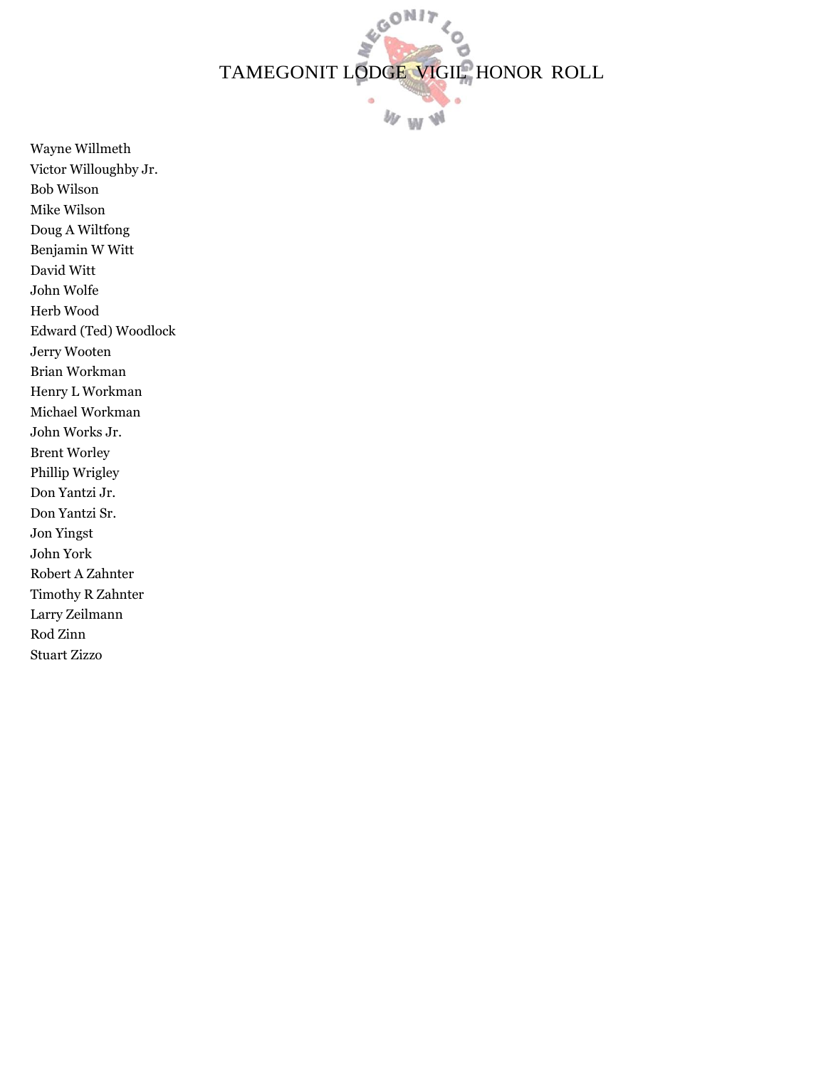# TAMEGONIT LODGE VIGIL HONOR ROLL

Wayne Willmeth
Victor Willoughby Jr.
Bob Wilson
Mike Wilson
Doug A Wiltfong
Benjamin W Witt
David Witt
John Wolfe
Herb Wood
Edward (Ted) Woodlock
Jerry Wooten
Brian Workman
Henry L Workman
Michael Workman
John Works Jr.
Brent Worley
Phillip Wrigley
Don Yantzi Jr.
Don Yantzi Sr.
Jon Yingst
John York
Robert A Zahnter
Timothy R Zahnter
Larry Zeilmann
Rod Zinn
Stuart Zizzo